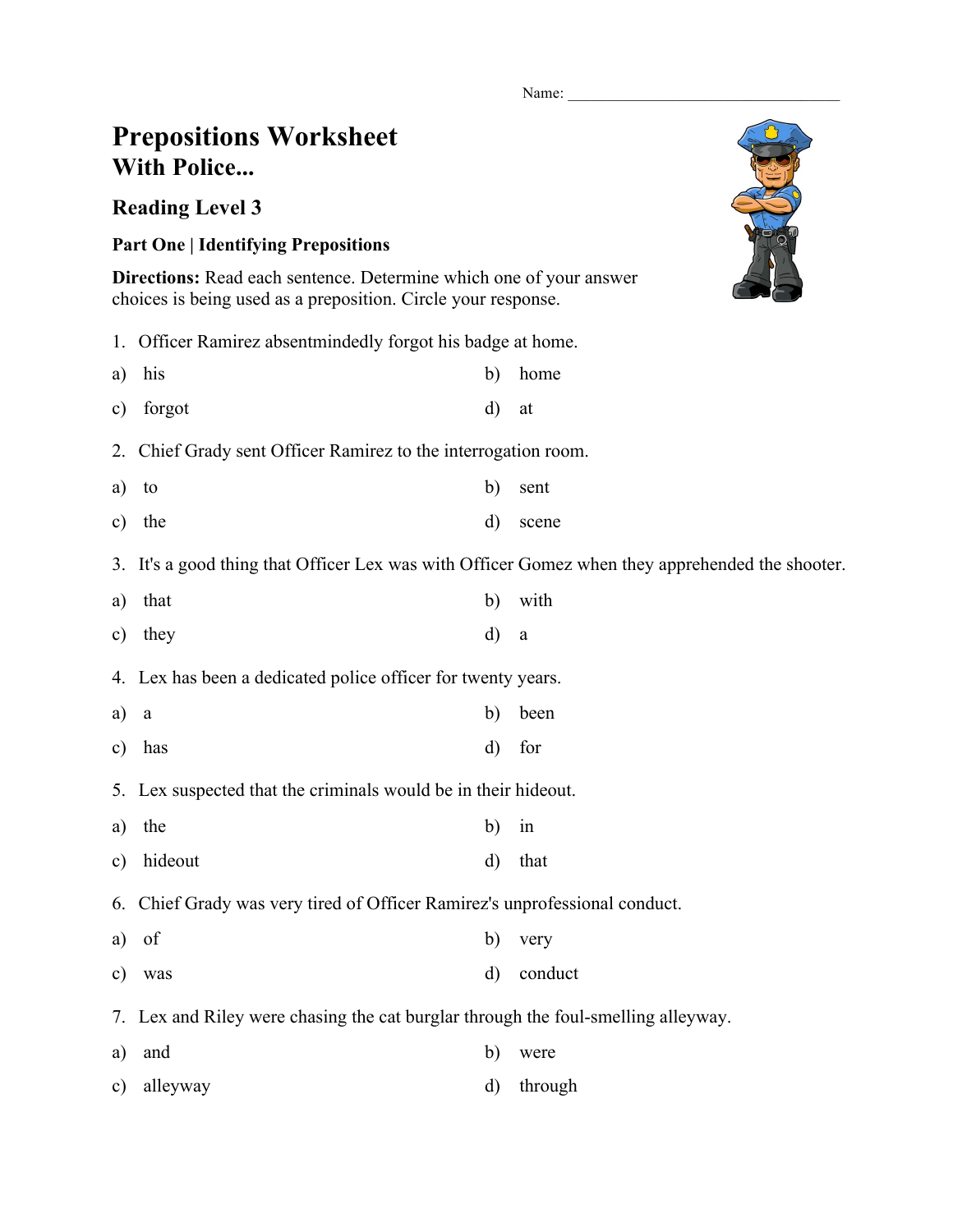Name: ___________________________________

# Prepositions Worksheet
## With Police...

### Reading Level 3

**Part One | Identifying Prepositions**

**Directions:** Read each sentence. Determine which one of your answer choices is being used as a preposition. Circle your response.

1. Officer Ramirez absentmindedly forgot his badge at home.

a) his
b) home
c) forgot
d) at

2. Chief Grady sent Officer Ramirez to the interrogation room.

a) to
b) sent
c) the
d) scene

3. It's a good thing that Officer Lex was with Officer Gomez when they apprehended the shooter.

a) that
b) with
c) they
d) a

4. Lex has been a dedicated police officer for twenty years.

a) a
b) been
c) has
d) for

5. Lex suspected that the criminals would be in their hideout.

a) the
b) in
c) hideout
d) that

6. Chief Grady was very tired of Officer Ramirez's unprofessional conduct.

a) of
b) very
c) was
d) conduct

7. Lex and Riley were chasing the cat burglar through the foul-smelling alleyway.

a) and
b) were
c) alleyway
d) through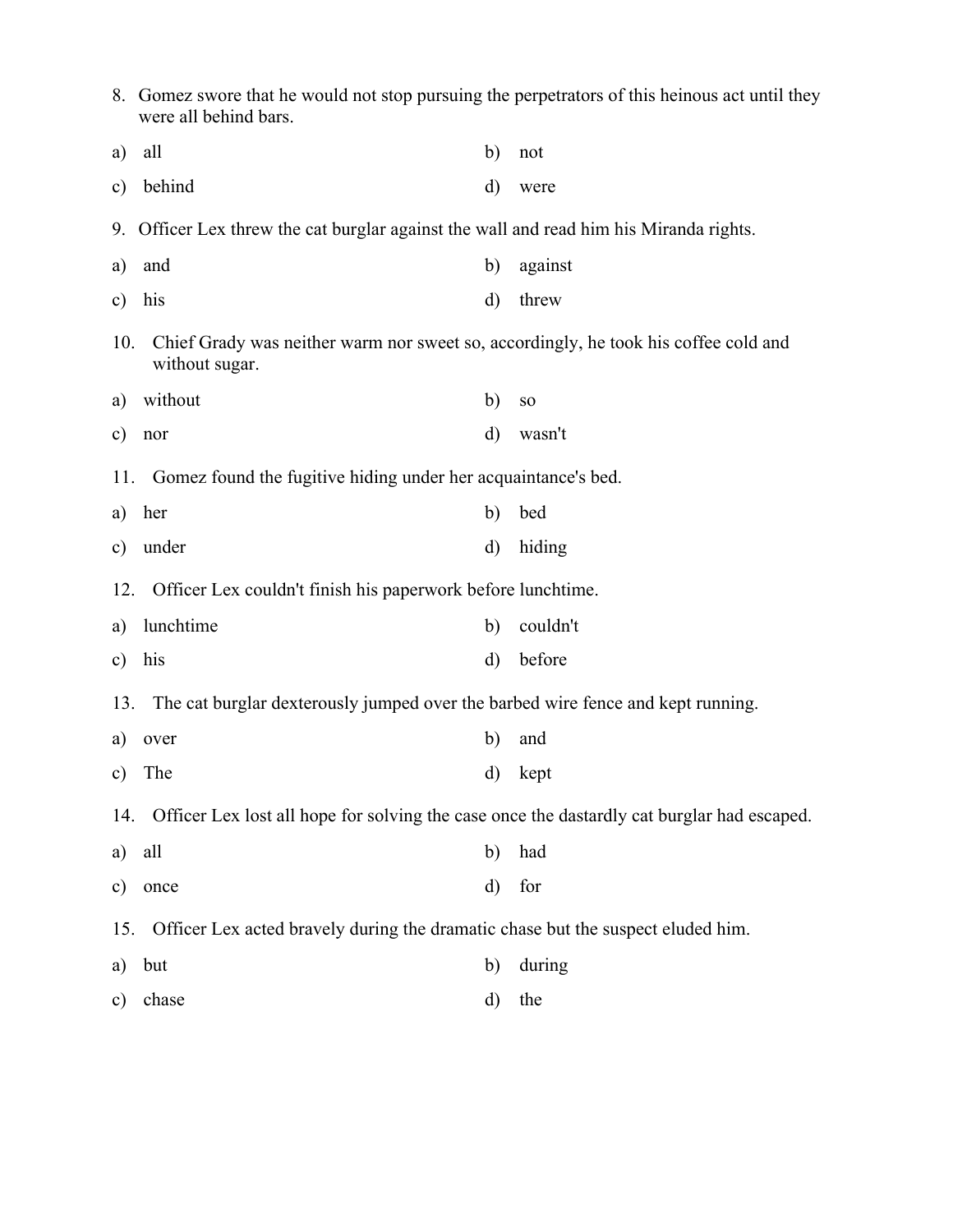8. Gomez swore that he would not stop pursuing the perpetrators of this heinous act until they were all behind bars.

a) all  b) not
c) behind  d) were

9. Officer Lex threw the cat burglar against the wall and read him his Miranda rights.

a) and  b) against
c) his  d) threw

10. Chief Grady was neither warm nor sweet so, accordingly, he took his coffee cold and without sugar.

a) without  b) so
c) nor  d) wasn't

11. Gomez found the fugitive hiding under her acquaintance's bed.

a) her  b) bed
c) under  d) hiding

12. Officer Lex couldn't finish his paperwork before lunchtime.

a) lunchtime  b) couldn't
c) his  d) before

13. The cat burglar dexterously jumped over the barbed wire fence and kept running.

a) over  b) and
c) The  d) kept

14. Officer Lex lost all hope for solving the case once the dastardly cat burglar had escaped.

a) all  b) had
c) once  d) for

15. Officer Lex acted bravely during the dramatic chase but the suspect eluded him.

a) but  b) during
c) chase  d) the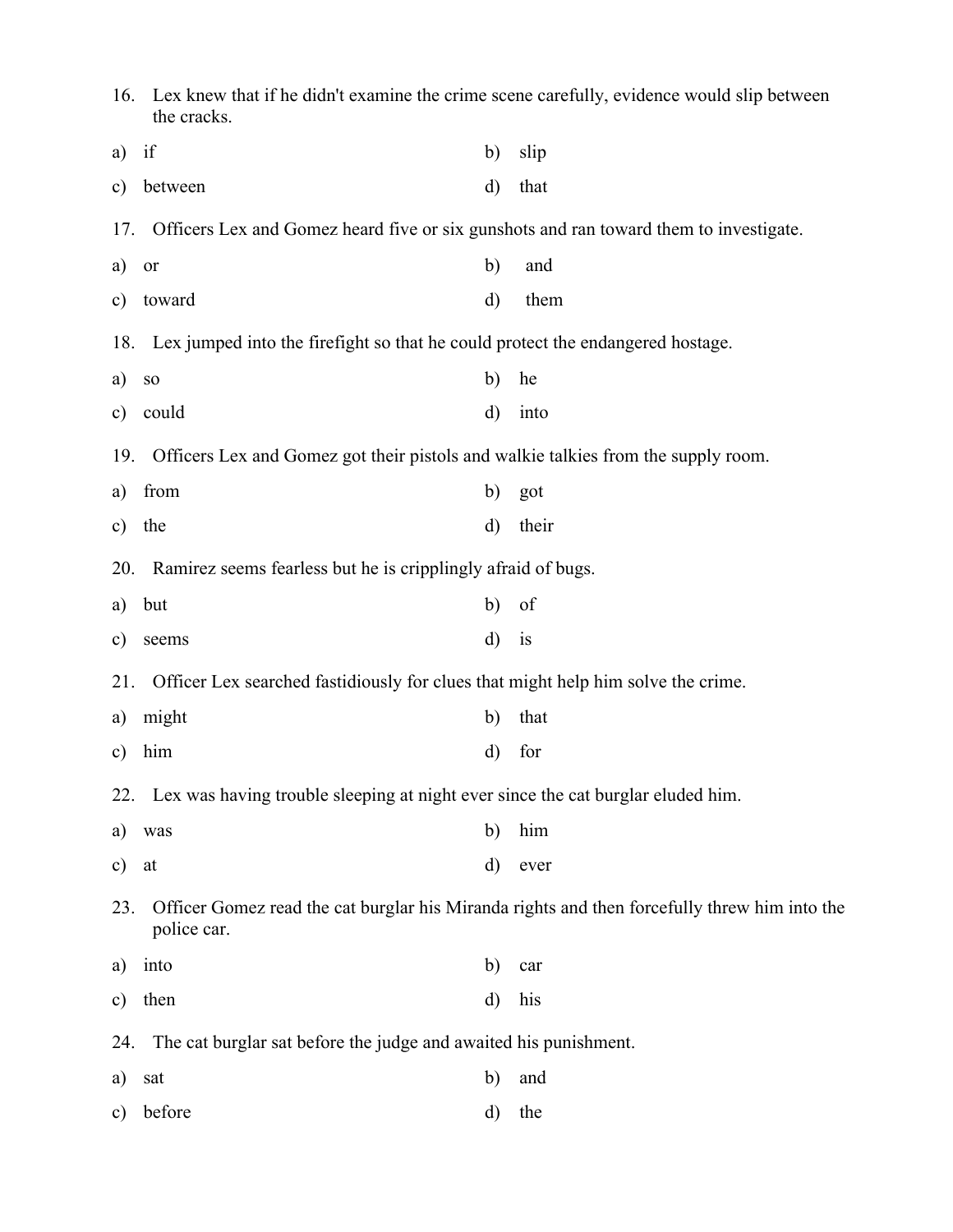16. Lex knew that if he didn't examine the crime scene carefully, evidence would slip between the cracks.

a) if

b) slip

c) between

d) that

17. Officers Lex and Gomez heard five or six gunshots and ran toward them to investigate.

a) or

b) and

c) toward

d) them

18. Lex jumped into the firefight so that he could protect the endangered hostage.

a) so

b) he

c) could

d) into

19. Officers Lex and Gomez got their pistols and walkie talkies from the supply room.

a) from

b) got

c) the

d) their

20. Ramirez seems fearless but he is cripplingly afraid of bugs.

a) but

b) of

c) seems

d) is

21. Officer Lex searched fastidiously for clues that might help him solve the crime.

a) might

b) that

c) him

d) for

22. Lex was having trouble sleeping at night ever since the cat burglar eluded him.

a) was

b) him

c) at

d) ever

23. Officer Gomez read the cat burglar his Miranda rights and then forcefully threw him into the police car.

a) into

b) car

c) then

d) his

24. The cat burglar sat before the judge and awaited his punishment.

a) sat

b) and

c) before

d) the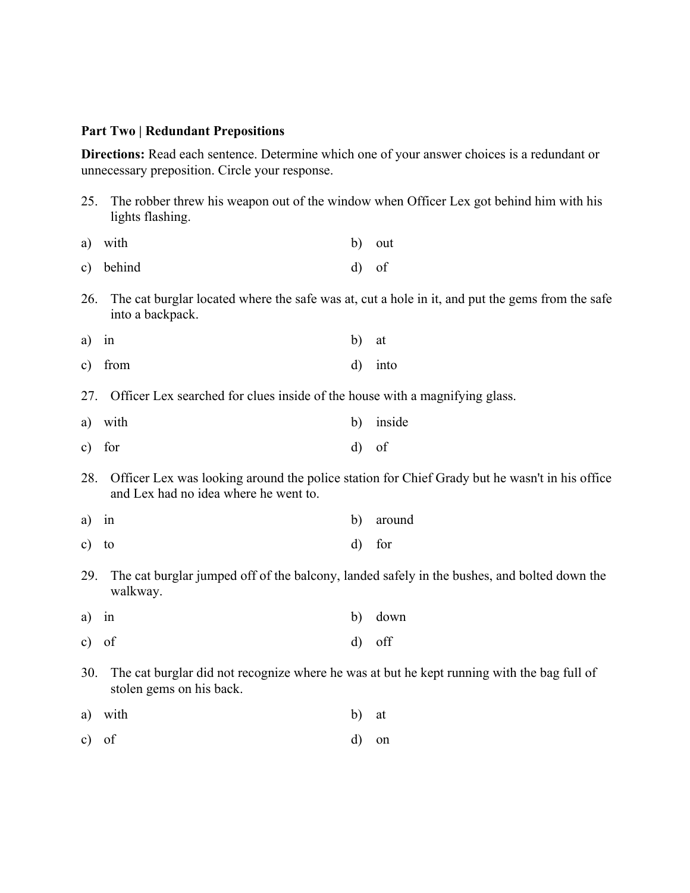**Part Two | Redundant Prepositions**

**Directions:** Read each sentence. Determine which one of your answer choices is a redundant or unnecessary preposition. Circle your response.

25. The robber threw his weapon out of the window when Officer Lex got behind him with his lights flashing.

a) with
b) out
c) behind
d) of

26. The cat burglar located where the safe was at, cut a hole in it, and put the gems from the safe into a backpack.

a) in
b) at
c) from
d) into

27. Officer Lex searched for clues inside of the house with a magnifying glass.

a) with
b) inside
c) for
d) of

28. Officer Lex was looking around the police station for Chief Grady but he wasn't in his office and Lex had no idea where he went to.

a) in
b) around
c) to
d) for

29. The cat burglar jumped off of the balcony, landed safely in the bushes, and bolted down the walkway.

a) in
b) down
c) of
d) off

30. The cat burglar did not recognize where he was at but he kept running with the bag full of stolen gems on his back.

a) with
b) at
c) of
d) on